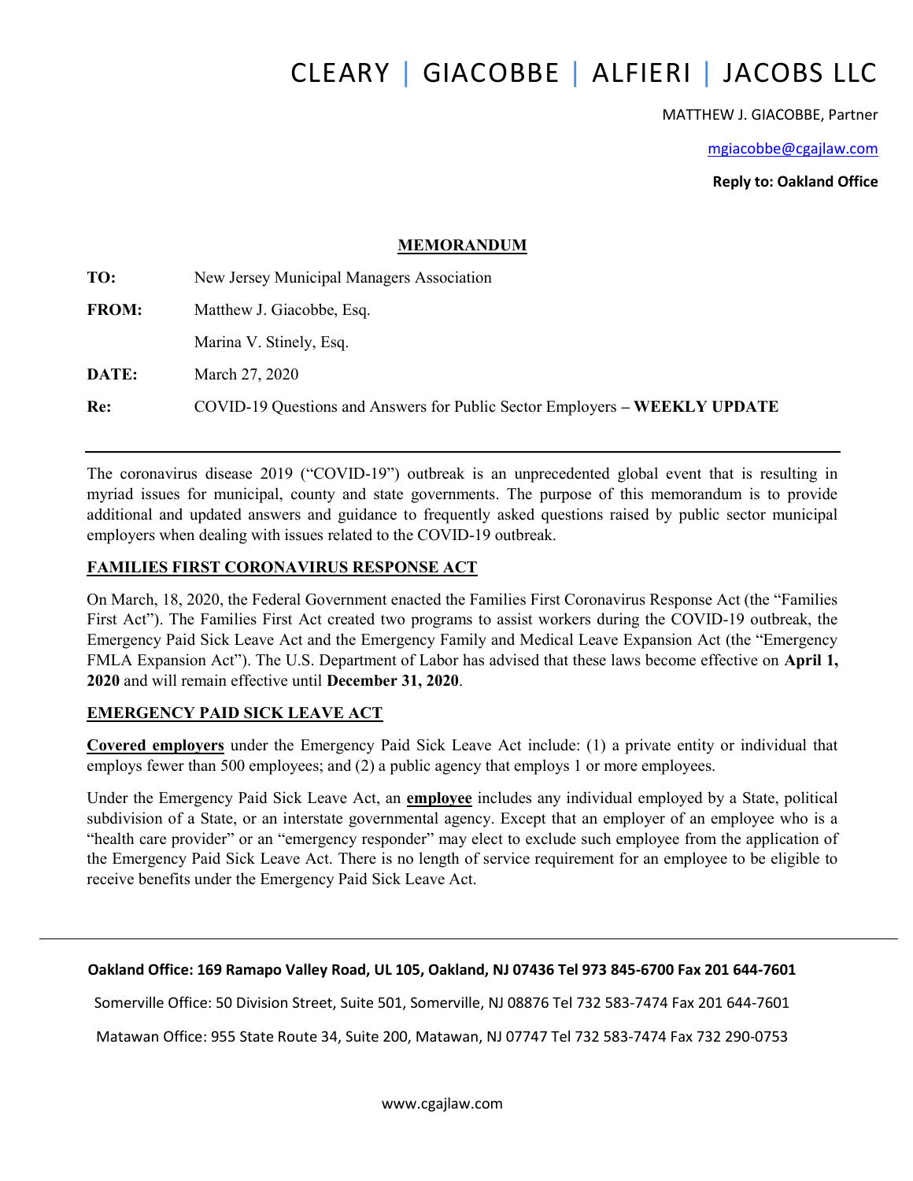# CLEARY | GIACOBBE | ALFIERI | JACOBS LLC

MATTHEW J. GIACOBBE, Partner

mgiacobbe@cgajlaw.com

**Reply to: Oakland Office**

## MEMORANDUM

**TO:** New Jersey Municipal Managers Association

**FROM:** Matthew J. Giacobbe, Esq.
Marina V. Stinely, Esq.

**DATE:** March 27, 2020

**Re:** COVID-19 Questions and Answers for Public Sector Employers – **WEEKLY UPDATE**

---

The coronavirus disease 2019 ("COVID-19") outbreak is an unprecedented global event that is resulting in myriad issues for municipal, county and state governments. The purpose of this memorandum is to provide additional and updated answers and guidance to frequently asked questions raised by public sector municipal employers when dealing with issues related to the COVID-19 outbreak.

### FAMILIES FIRST CORONAVIRUS RESPONSE ACT

On March, 18, 2020, the Federal Government enacted the Families First Coronavirus Response Act (the "Families First Act"). The Families First Act created two programs to assist workers during the COVID-19 outbreak, the Emergency Paid Sick Leave Act and the Emergency Family and Medical Leave Expansion Act (the "Emergency FMLA Expansion Act"). The U.S. Department of Labor has advised that these laws become effective on **April 1, 2020** and will remain effective until **December 31, 2020**.

### EMERGENCY PAID SICK LEAVE ACT

**Covered employers** under the Emergency Paid Sick Leave Act include: (1) a private entity or individual that employs fewer than 500 employees; and (2) a public agency that employs 1 or more employees.

Under the Emergency Paid Sick Leave Act, an **employee** includes any individual employed by a State, political subdivision of a State, or an interstate governmental agency. Except that an employer of an employee who is a "health care provider" or an "emergency responder" may elect to exclude such employee from the application of the Emergency Paid Sick Leave Act. There is no length of service requirement for an employee to be eligible to receive benefits under the Emergency Paid Sick Leave Act.

---

**Oakland Office: 169 Ramapo Valley Road, UL 105, Oakland, NJ 07436 Tel 973 845-6700 Fax 201 644-7601**

Somerville Office: 50 Division Street, Suite 501, Somerville, NJ 08876 Tel 732 583-7474 Fax 201 644-7601

Matawan Office: 955 State Route 34, Suite 200, Matawan, NJ 07747 Tel 732 583-7474 Fax 732 290-0753

www.cgajlaw.com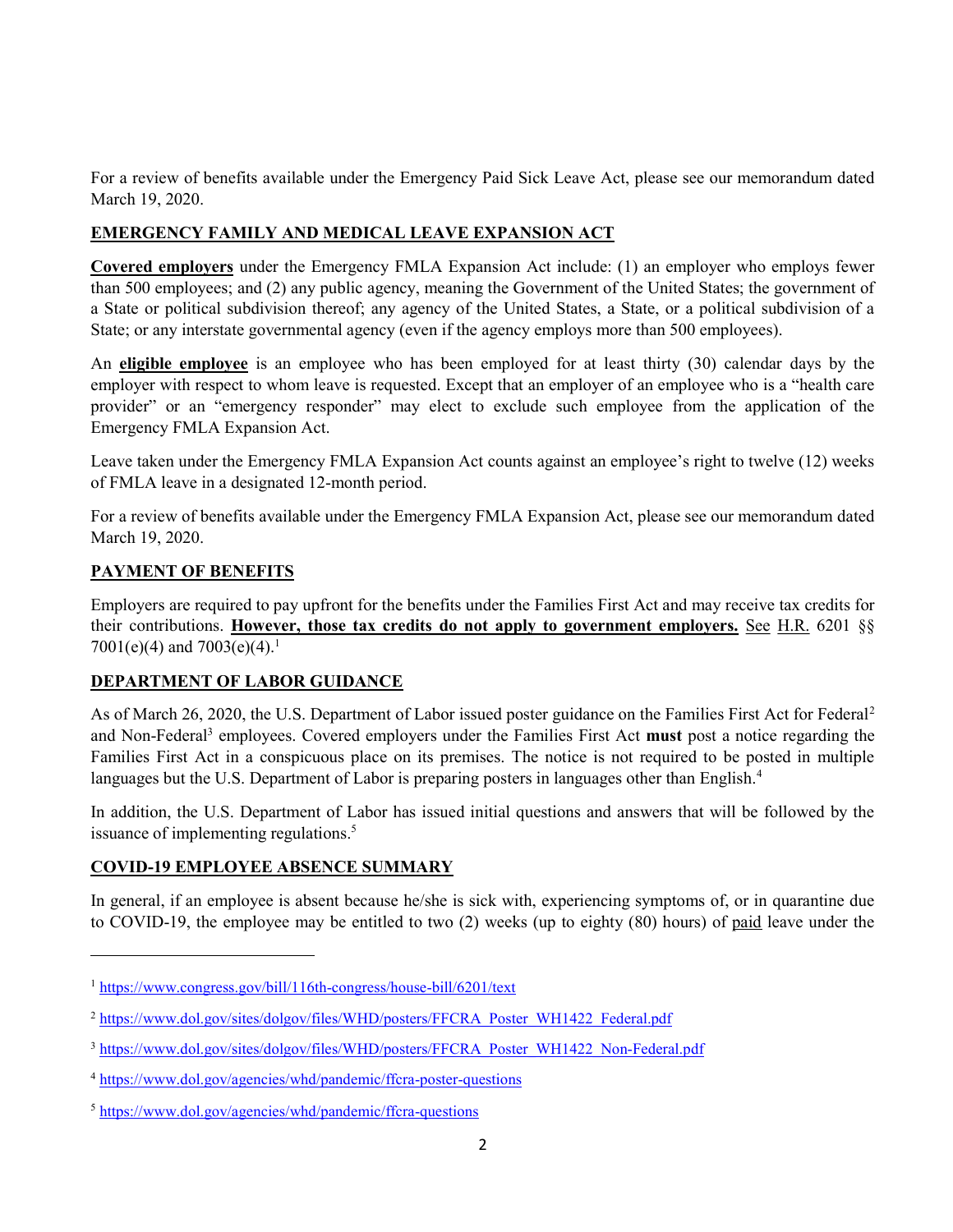For a review of benefits available under the Emergency Paid Sick Leave Act, please see our memorandum dated March 19, 2020.

## **EMERGENCY FAMILY AND MEDICAL LEAVE EXPANSION ACT**

**Covered employers** under the Emergency FMLA Expansion Act include: (1) an employer who employs fewer than 500 employees; and (2) any public agency, meaning the Government of the United States; the government of a State or political subdivision thereof; any agency of the United States, a State, or a political subdivision of a State; or any interstate governmental agency (even if the agency employs more than 500 employees).

An **eligible employee** is an employee who has been employed for at least thirty (30) calendar days by the employer with respect to whom leave is requested. Except that an employer of an employee who is a "health care provider" or an "emergency responder" may elect to exclude such employee from the application of the Emergency FMLA Expansion Act.

Leave taken under the Emergency FMLA Expansion Act counts against an employee's right to twelve (12) weeks of FMLA leave in a designated 12-month period.

For a review of benefits available under the Emergency FMLA Expansion Act, please see our memorandum dated March 19, 2020.

## **PAYMENT OF BENEFITS**

Employers are required to pay upfront for the benefits under the Families First Act and may receive tax credits for their contributions. **However, those tax credits do not apply to government employers.** See H.R. 6201 §§ 7001(e)(4) and 7003(e)(4).[1]

## **DEPARTMENT OF LABOR GUIDANCE**

As of March 26, 2020, the U.S. Department of Labor issued poster guidance on the Families First Act for Federal[2] and Non-Federal[3] employees. Covered employers under the Families First Act **must** post a notice regarding the Families First Act in a conspicuous place on its premises. The notice is not required to be posted in multiple languages but the U.S. Department of Labor is preparing posters in languages other than English.[4]

In addition, the U.S. Department of Labor has issued initial questions and answers that will be followed by the issuance of implementing regulations.[5]

## **COVID-19 EMPLOYEE ABSENCE SUMMARY**

In general, if an employee is absent because he/she is sick with, experiencing symptoms of, or in quarantine due to COVID-19, the employee may be entitled to two (2) weeks (up to eighty (80) hours) of paid leave under the

---

[1] https://www.congress.gov/bill/116th-congress/house-bill/6201/text

[2] https://www.dol.gov/sites/dolgov/files/WHD/posters/FFCRA_Poster_WH1422_Federal.pdf

[3] https://www.dol.gov/sites/dolgov/files/WHD/posters/FFCRA_Poster_WH1422_Non-Federal.pdf

[4] https://www.dol.gov/agencies/whd/pandemic/ffcra-poster-questions

[5] https://www.dol.gov/agencies/whd/pandemic/ffcra-questions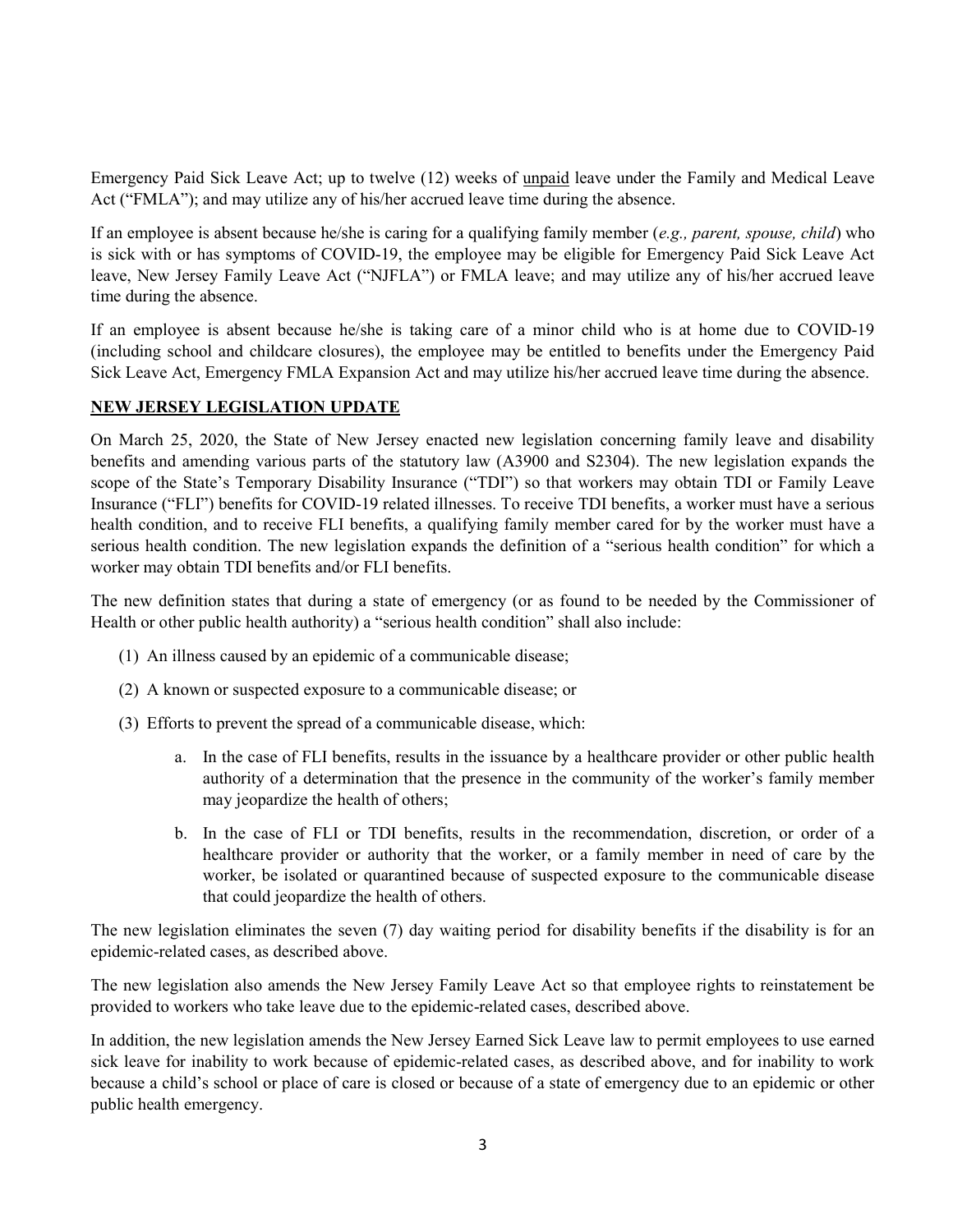Emergency Paid Sick Leave Act; up to twelve (12) weeks of <u>unpaid</u> leave under the Family and Medical Leave Act ("FMLA"); and may utilize any of his/her accrued leave time during the absence.

If an employee is absent because he/she is caring for a qualifying family member (*e.g., parent, spouse, child*) who is sick with or has symptoms of COVID-19, the employee may be eligible for Emergency Paid Sick Leave Act leave, New Jersey Family Leave Act ("NJFLA") or FMLA leave; and may utilize any of his/her accrued leave time during the absence.

If an employee is absent because he/she is taking care of a minor child who is at home due to COVID-19 (including school and childcare closures), the employee may be entitled to benefits under the Emergency Paid Sick Leave Act, Emergency FMLA Expansion Act and may utilize his/her accrued leave time during the absence.

## NEW JERSEY LEGISLATION UPDATE

On March 25, 2020, the State of New Jersey enacted new legislation concerning family leave and disability benefits and amending various parts of the statutory law (A3900 and S2304). The new legislation expands the scope of the State's Temporary Disability Insurance ("TDI") so that workers may obtain TDI or Family Leave Insurance ("FLI") benefits for COVID-19 related illnesses. To receive TDI benefits, a worker must have a serious health condition, and to receive FLI benefits, a qualifying family member cared for by the worker must have a serious health condition. The new legislation expands the definition of a "serious health condition" for which a worker may obtain TDI benefits and/or FLI benefits.

The new definition states that during a state of emergency (or as found to be needed by the Commissioner of Health or other public health authority) a "serious health condition" shall also include:

(1) An illness caused by an epidemic of a communicable disease;

(2) A known or suspected exposure to a communicable disease; or

(3) Efforts to prevent the spread of a communicable disease, which:

   a. In the case of FLI benefits, results in the issuance by a healthcare provider or other public health authority of a determination that the presence in the community of the worker's family member may jeopardize the health of others;

   b. In the case of FLI or TDI benefits, results in the recommendation, discretion, or order of a healthcare provider or authority that the worker, or a family member in need of care by the worker, be isolated or quarantined because of suspected exposure to the communicable disease that could jeopardize the health of others.

The new legislation eliminates the seven (7) day waiting period for disability benefits if the disability is for an epidemic-related cases, as described above.

The new legislation also amends the New Jersey Family Leave Act so that employee rights to reinstatement be provided to workers who take leave due to the epidemic-related cases, described above.

In addition, the new legislation amends the New Jersey Earned Sick Leave law to permit employees to use earned sick leave for inability to work because of epidemic-related cases, as described above, and for inability to work because a child's school or place of care is closed or because of a state of emergency due to an epidemic or other public health emergency.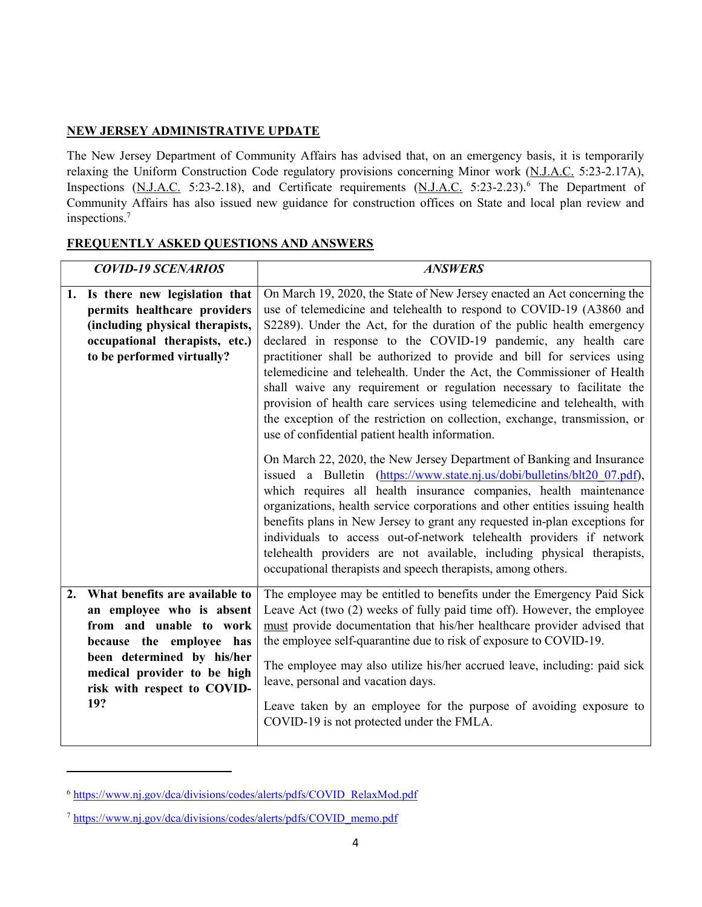**NEW JERSEY ADMINISTRATIVE UPDATE**

The New Jersey Department of Community Affairs has advised that, on an emergency basis, it is temporarily relaxing the Uniform Construction Code regulatory provisions concerning Minor work (N.J.A.C. 5:23-2.17A), Inspections (N.J.A.C. 5:23-2.18), and Certificate requirements (N.J.A.C. 5:23-2.23).[6] The Department of Community Affairs has also issued new guidance for construction offices on State and local plan review and inspections.[7]

**FREQUENTLY ASKED QUESTIONS AND ANSWERS**

| ***COVID-19 SCENARIOS*** | ***ANSWERS*** |
|---|---|
| **1. Is there new legislation that permits healthcare providers (including physical therapists, occupational therapists, etc.) to be performed virtually?** | On March 19, 2020, the State of New Jersey enacted an Act concerning the use of telemedicine and telehealth to respond to COVID-19 (A3860 and S2289). Under the Act, for the duration of the public health emergency declared in response to the COVID-19 pandemic, any health care practitioner shall be authorized to provide and bill for services using telemedicine and telehealth. Under the Act, the Commissioner of Health shall waive any requirement or regulation necessary to facilitate the provision of health care services using telemedicine and telehealth, with the exception of the restriction on collection, exchange, transmission, or use of confidential patient health information.<br><br>On March 22, 2020, the New Jersey Department of Banking and Insurance issued a Bulletin (https://www.state.nj.us/dobi/bulletins/blt20_07.pdf), which requires all health insurance companies, health maintenance organizations, health service corporations and other entities issuing health benefits plans in New Jersey to grant any requested in-plan exceptions for individuals to access out-of-network telehealth providers if network telehealth providers are not available, including physical therapists, occupational therapists and speech therapists, among others. |
| **2. What benefits are available to an employee who is absent from and unable to work because the employee has been determined by his/her medical provider to be high risk with respect to COVID-19?** | The employee may be entitled to benefits under the Emergency Paid Sick Leave Act (two (2) weeks of fully paid time off). However, the employee <u>must</u> provide documentation that his/her healthcare provider advised that the employee self-quarantine due to risk of exposure to COVID-19.<br><br>The employee may also utilize his/her accrued leave, including: paid sick leave, personal and vacation days.<br><br>Leave taken by an employee for the purpose of avoiding exposure to COVID-19 is not protected under the FMLA. |

[6] https://www.nj.gov/dca/divisions/codes/alerts/pdfs/COVID_RelaxMod.pdf

[7] https://www.nj.gov/dca/divisions/codes/alerts/pdfs/COVID_memo.pdf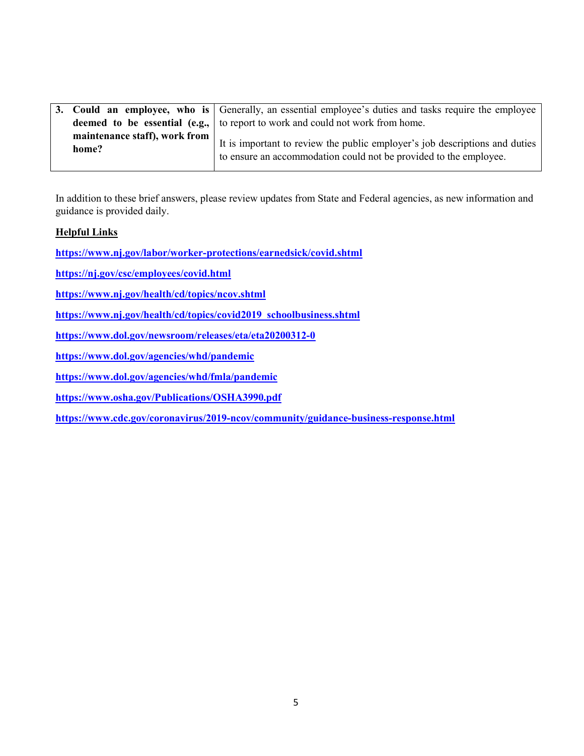| | |
|---|---|
| **3. Could an employee, who is deemed to be essential (e.g., maintenance staff), work from home?** | Generally, an essential employee's duties and tasks require the employee to report to work and could not work from home.<br><br>It is important to review the public employer's job descriptions and duties to ensure an accommodation could not be provided to the employee. |

In addition to these brief answers, please review updates from State and Federal agencies, as new information and guidance is provided daily.

**Helpful Links**

**https://www.nj.gov/labor/worker-protections/earnedsick/covid.shtml**

**https://nj.gov/csc/employees/covid.html**

**https://www.nj.gov/health/cd/topics/ncov.shtml**

**https://www.nj.gov/health/cd/topics/covid2019_schoolbusiness.shtml**

**https://www.dol.gov/newsroom/releases/eta/eta20200312-0**

**https://www.dol.gov/agencies/whd/pandemic**

**https://www.dol.gov/agencies/whd/fmla/pandemic**

**https://www.osha.gov/Publications/OSHA3990.pdf**

**https://www.cdc.gov/coronavirus/2019-ncov/community/guidance-business-response.html**